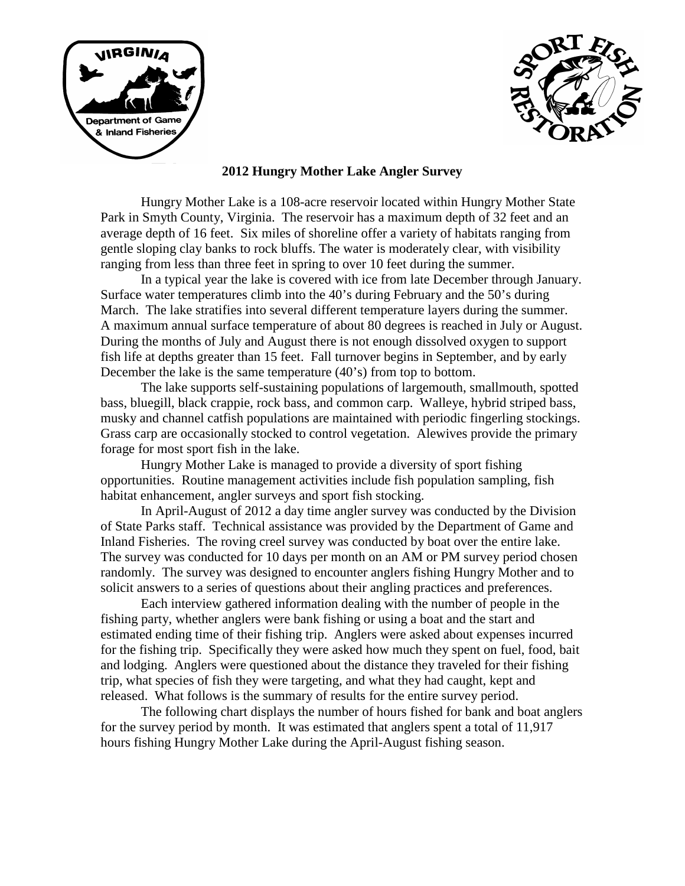# 2012 Hungry Mother Lake Angler Survey

Hungry Mother Lake is a 108-acre reservoir located within Hungry Mother State Park in Smyth County, Virginia. The reservoir has a maximum depth of 32 feet and an average depth of 16 feet. Six miles of shoreline offer a variety of habitats ranging from gentle sloping clay banks to rock bluffs. The water is moderately clear, with visibility ranging from less than three feet in spring to over 10 feet during the summer.

In a typical year the lake is covered with ice from late December through January. Surface water temperatures climb into the 40's during February and the 50's during March. The lake stratifies into several different temperature layers during the summer. A maximum annual surface temperature of about 80 degrees is reached in July or August. During the months of July and August there is not enough dissolved oxygen to support fish life at depths greater than 15 feet. Fall turnover begins in September, and by early December the lake is the same temperature (40's) from top to bottom.

The lake supports self-sustaining populations of largemouth, smallmouth, spotted bass, bluegill, black crappie, rock bass, and common carp. Walleye, hybrid striped bass, musky and channel catfish populations are maintained with periodic fingerling stockings. Grass carp are occasionally stocked to control vegetation. Alewives provide the primary forage for most sport fish in the lake.

Hungry Mother Lake is managed to provide a diversity of sport fishing opportunities. Routine management activities include fish population sampling, fish habitat enhancement, angler surveys and sport fish stocking.

In April-August of 2012 a day time angler survey was conducted by the Division of State Parks staff. Technical assistance was provided by the Department of Game and Inland Fisheries. The roving creel survey was conducted by boat over the entire lake. The survey was conducted for 10 days per month on an AM or PM survey period chosen randomly. The survey was designed to encounter anglers fishing Hungry Mother and to solicit answers to a series of questions about their angling practices and preferences.

Each interview gathered information dealing with the number of people in the fishing party, whether anglers were bank fishing or using a boat and the start and estimated ending time of their fishing trip. Anglers were asked about expenses incurred for the fishing trip. Specifically they were asked how much they spent on fuel, food, bait and lodging. Anglers were questioned about the distance they traveled for their fishing trip, what species of fish they were targeting, and what they had caught, kept and released. What follows is the summary of results for the entire survey period.

The following chart displays the number of hours fished for bank and boat anglers for the survey period by month. It was estimated that anglers spent a total of 11,917 hours fishing Hungry Mother Lake during the April-August fishing season.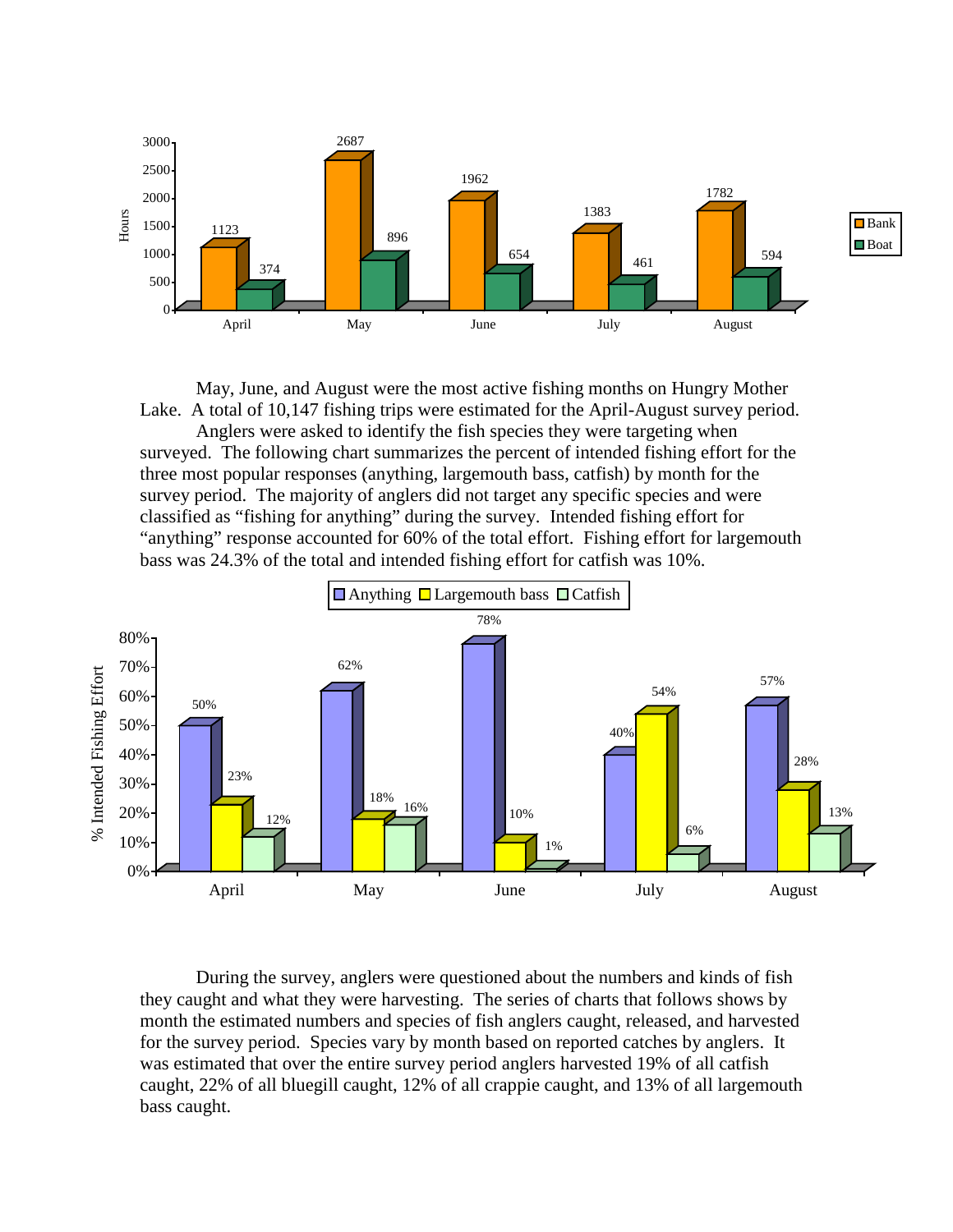| Month | Bank (Hours) | Boat (Hours) |
|---|---|---|
| April | 1123 | 374 |
| May | 2687 | 896 |
| June | 1962 | 654 |
| July | 1383 | 461 |
| August | 1782 | 594 |

May, June, and August were the most active fishing months on Hungry Mother Lake. A total of 10,147 fishing trips were estimated for the April-August survey period.

Anglers were asked to identify the fish species they were targeting when surveyed. The following chart summarizes the percent of intended fishing effort for the three most popular responses (anything, largemouth bass, catfish) by month for the survey period. The majority of anglers did not target any specific species and were classified as "fishing for anything" during the survey. Intended fishing effort for "anything" response accounted for 60% of the total effort. Fishing effort for largemouth bass was 24.3% of the total and intended fishing effort for catfish was 10%.

| Month | Anything (% Intended Fishing Effort) | Largemouth bass (% Intended Fishing Effort) | Catfish (% Intended Fishing Effort) |
|---|---|---|---|
| April | 50% | 23% | 12% |
| May | 62% | 18% | 16% |
| June | 78% | 10% | 1% |
| July | 40% | 54% | 6% |
| August | 57% | 28% | 13% |

During the survey, anglers were questioned about the numbers and kinds of fish they caught and what they were harvesting. The series of charts that follows shows by month the estimated numbers and species of fish anglers caught, released, and harvested for the survey period. Species vary by month based on reported catches by anglers. It was estimated that over the entire survey period anglers harvested 19% of all catfish caught, 22% of all bluegill caught, 12% of all crappie caught, and 13% of all largemouth bass caught.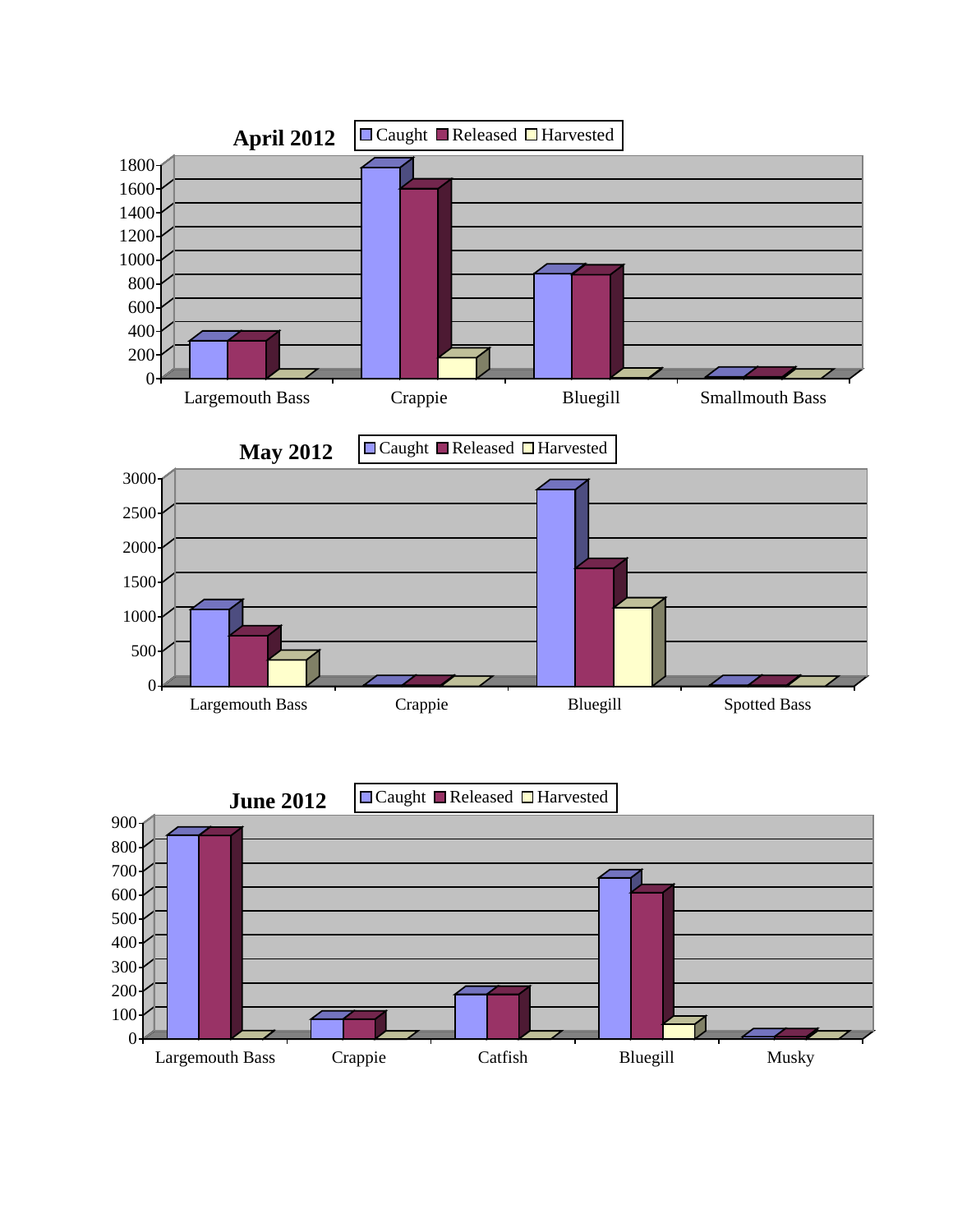**April 2012**

Caught | Released | Harvested

1800, 1600, 1400, 1200, 1000, 800, 600, 400, 200, 0

Largemouth Bass | Crappie | Bluegill | Smallmouth Bass

**May 2012**

Caught | Released | Harvested

3000, 2500, 2000, 1500, 1000, 500, 0

Largemouth Bass | Crappie | Bluegill | Spotted Bass

**June 2012**

Caught | Released | Harvested

900, 800, 700, 600, 500, 400, 300, 200, 100, 0

Largemouth Bass | Crappie | Catfish | Bluegill | Musky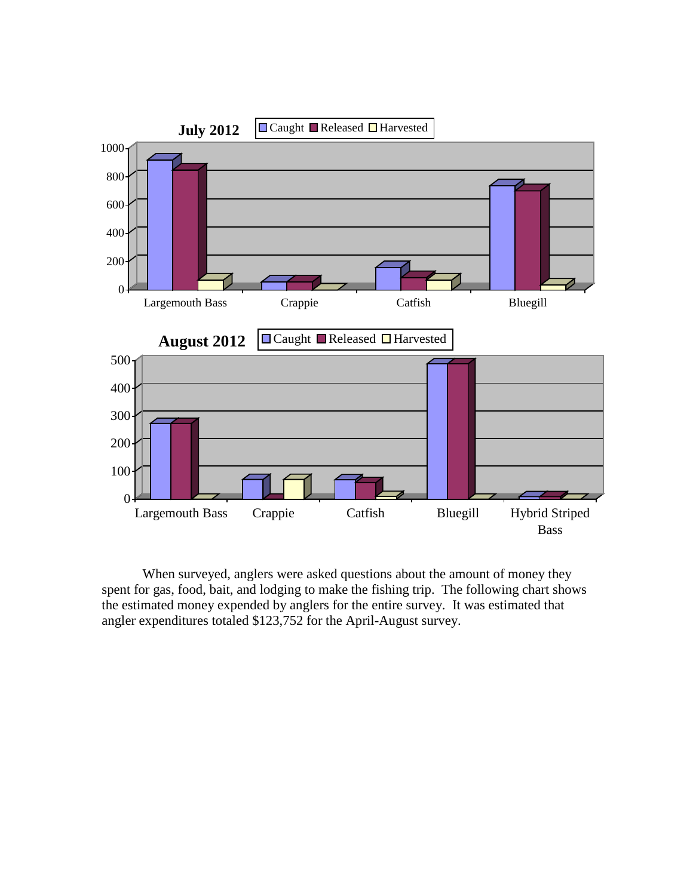**July 2012**

Caught | Released | Harvested

Largemouth Bass, Crappie, Catfish, Bluegill

**August 2012**

Caught | Released | Harvested

Largemouth Bass, Crappie, Catfish, Bluegill, Hybrid Striped Bass

When surveyed, anglers were asked questions about the amount of money they spent for gas, food, bait, and lodging to make the fishing trip. The following chart shows the estimated money expended by anglers for the entire survey. It was estimated that angler expenditures totaled $123,752 for the April-August survey.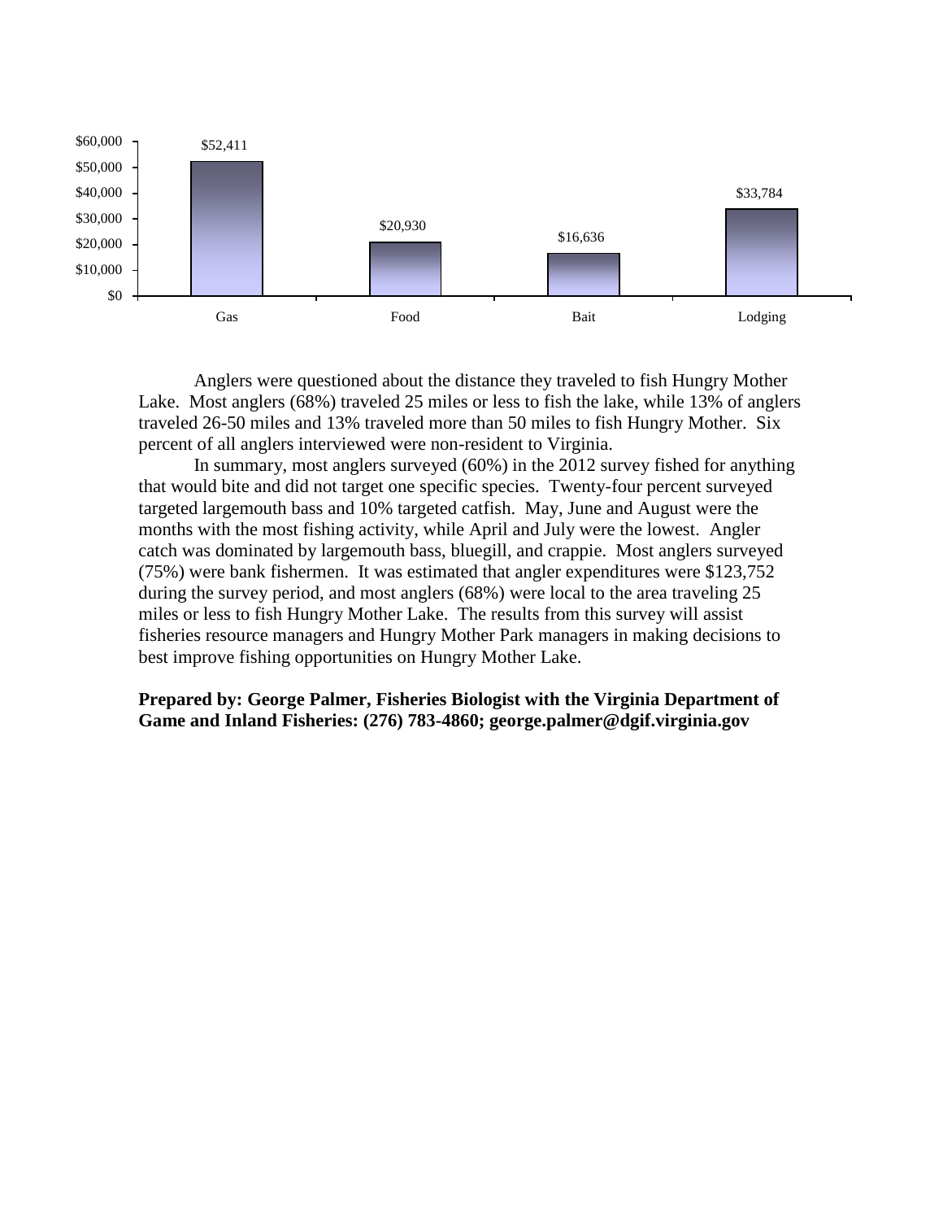$60,000
$50,000
$40,000
$30,000
$20,000
$10,000
$0

$52,411
$20,930
$16,636
$33,784

Gas
Food
Bait
Lodging

Anglers were questioned about the distance they traveled to fish Hungry Mother Lake. Most anglers (68%) traveled 25 miles or less to fish the lake, while 13% of anglers traveled 26-50 miles and 13% traveled more than 50 miles to fish Hungry Mother. Six percent of all anglers interviewed were non-resident to Virginia.

In summary, most anglers surveyed (60%) in the 2012 survey fished for anything that would bite and did not target one specific species. Twenty-four percent surveyed targeted largemouth bass and 10% targeted catfish. May, June and August were the months with the most fishing activity, while April and July were the lowest. Angler catch was dominated by largemouth bass, bluegill, and crappie. Most anglers surveyed (75%) were bank fishermen. It was estimated that angler expenditures were $123,752 during the survey period, and most anglers (68%) were local to the area traveling 25 miles or less to fish Hungry Mother Lake. The results from this survey will assist fisheries resource managers and Hungry Mother Park managers in making decisions to best improve fishing opportunities on Hungry Mother Lake.

**Prepared by: George Palmer, Fisheries Biologist with the Virginia Department of Game and Inland Fisheries: (276) 783-4860; george.palmer@dgif.virginia.gov**